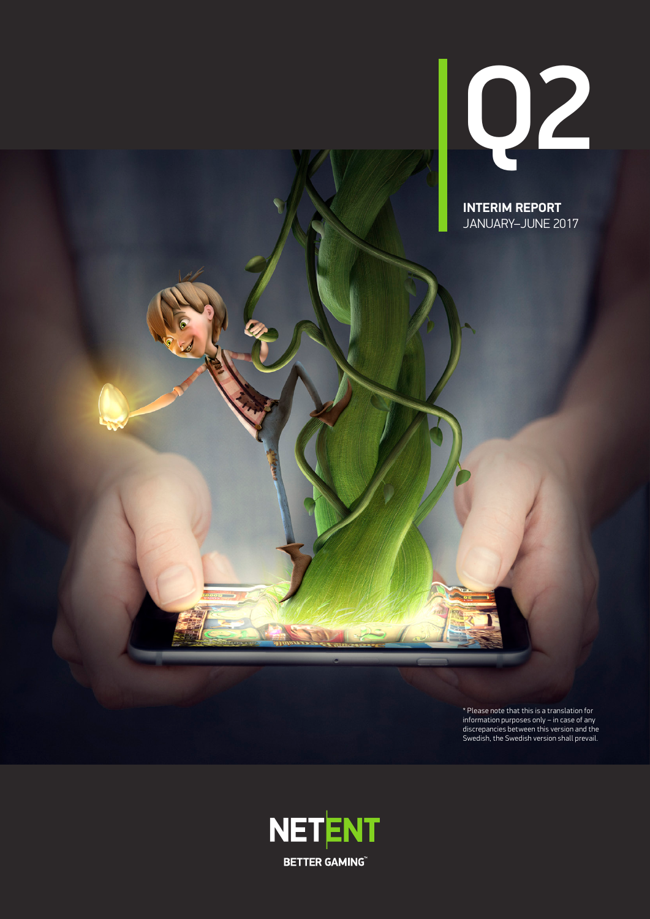# Q2

**INTERIM REPORT**
JANUARY–JUNE 2017

* Please note that this is a translation for information purposes only – in case of any discrepancies between this version and the Swedish, the Swedish version shall prevail.

NETENT
BETTER GAMING™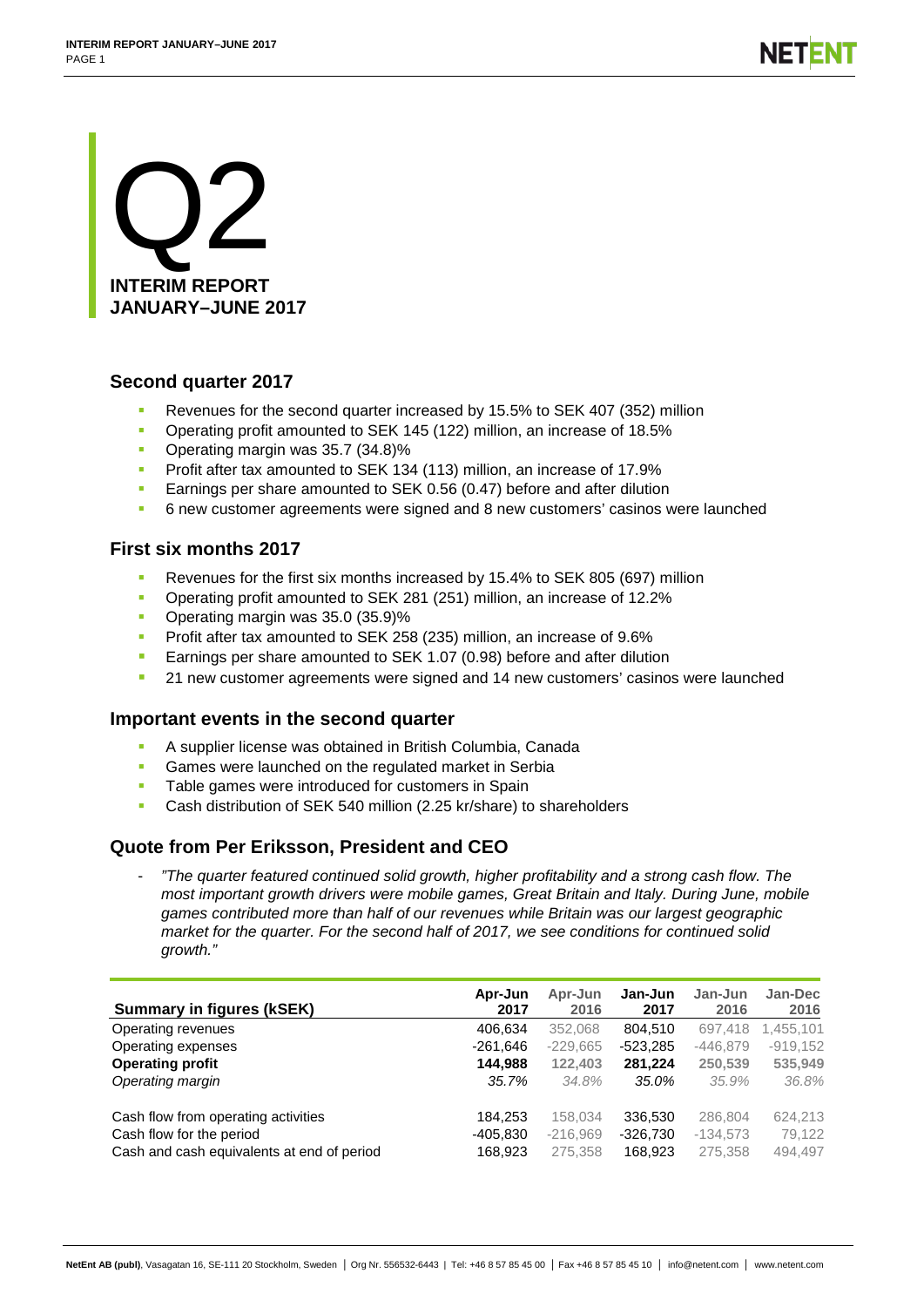# Q2

**INTERIM REPORT JANUARY–JUNE 2017**

## Second quarter 2017

- Revenues for the second quarter increased by 15.5% to SEK 407 (352) million
- Operating profit amounted to SEK 145 (122) million, an increase of 18.5%
- Operating margin was 35.7 (34.8)%
- Profit after tax amounted to SEK 134 (113) million, an increase of 17.9%
- Earnings per share amounted to SEK 0.56 (0.47) before and after dilution
- 6 new customer agreements were signed and 8 new customers' casinos were launched

## First six months 2017

- Revenues for the first six months increased by 15.4% to SEK 805 (697) million
- Operating profit amounted to SEK 281 (251) million, an increase of 12.2%
- Operating margin was 35.0 (35.9)%
- Profit after tax amounted to SEK 258 (235) million, an increase of 9.6%
- Earnings per share amounted to SEK 1.07 (0.98) before and after dilution
- 21 new customer agreements were signed and 14 new customers' casinos were launched

## Important events in the second quarter

- A supplier license was obtained in British Columbia, Canada
- Games were launched on the regulated market in Serbia
- Table games were introduced for customers in Spain
- Cash distribution of SEK 540 million (2.25 kr/share) to shareholders

## Quote from Per Eriksson, President and CEO

- *"The quarter featured continued solid growth, higher profitability and a strong cash flow. The most important growth drivers were mobile games, Great Britain and Italy. During June, mobile games contributed more than half of our revenues while Britain was our largest geographic market for the quarter. For the second half of 2017, we see conditions for continued solid growth."*

| Summary in figures (kSEK) | Apr-Jun 2017 | Apr-Jun 2016 | Jan-Jun 2017 | Jan-Jun 2016 | Jan-Dec 2016 |
|---|---|---|---|---|---|
| Operating revenues | 406,634 | 352,068 | 804,510 | 697,418 | 1,455,101 |
| Operating expenses | -261,646 | -229,665 | -523,285 | -446,879 | -919,152 |
| **Operating profit** | **144,988** | **122,403** | **281,224** | **250,539** | **535,949** |
| *Operating margin* | *35.7%* | *34.8%* | *35.0%* | *35.9%* | *36.8%* |
| | | | | | |
| Cash flow from operating activities | 184,253 | 158,034 | 336,530 | 286,804 | 624,213 |
| Cash flow for the period | -405,830 | -216,969 | -326,730 | -134,573 | 79,122 |
| Cash and cash equivalents at end of period | 168,923 | 275,358 | 168,923 | 275,358 | 494,497 |

NetEnt AB (publ), Vasagatan 16, SE-111 20 Stockholm, Sweden | Org Nr. 556532-6443 | Tel: +46 8 57 85 45 00 | Fax +46 8 57 85 45 10 | info@netent.com | www.netent.com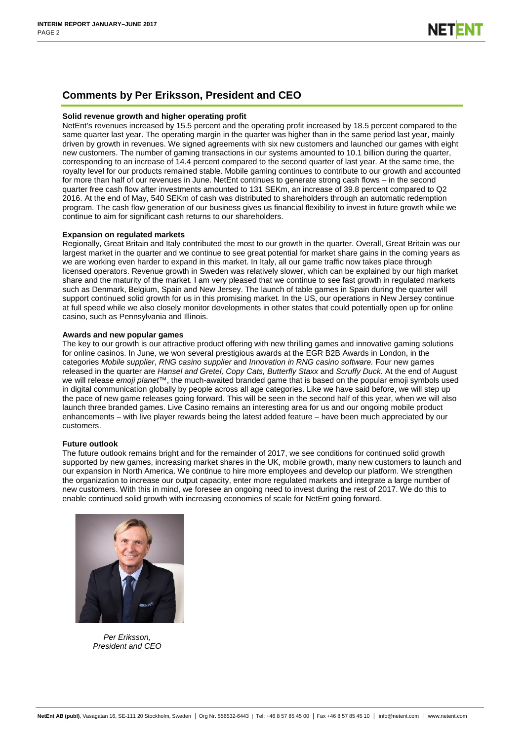## Comments by Per Eriksson, President and CEO

**Solid revenue growth and higher operating profit**

NetEnt's revenues increased by 15.5 percent and the operating profit increased by 18.5 percent compared to the same quarter last year. The operating margin in the quarter was higher than in the same period last year, mainly driven by growth in revenues. We signed agreements with six new customers and launched our games with eight new customers. The number of gaming transactions in our systems amounted to 10.1 billion during the quarter, corresponding to an increase of 14.4 percent compared to the second quarter of last year. At the same time, the royalty level for our products remained stable. Mobile gaming continues to contribute to our growth and accounted for more than half of our revenues in June. NetEnt continues to generate strong cash flows – in the second quarter free cash flow after investments amounted to 131 SEKm, an increase of 39.8 percent compared to Q2 2016. At the end of May, 540 SEKm of cash was distributed to shareholders through an automatic redemption program. The cash flow generation of our business gives us financial flexibility to invest in future growth while we continue to aim for significant cash returns to our shareholders.

**Expansion on regulated markets**

Regionally, Great Britain and Italy contributed the most to our growth in the quarter. Overall, Great Britain was our largest market in the quarter and we continue to see great potential for market share gains in the coming years as we are working even harder to expand in this market. In Italy, all our game traffic now takes place through licensed operators. Revenue growth in Sweden was relatively slower, which can be explained by our high market share and the maturity of the market. I am very pleased that we continue to see fast growth in regulated markets such as Denmark, Belgium, Spain and New Jersey. The launch of table games in Spain during the quarter will support continued solid growth for us in this promising market. In the US, our operations in New Jersey continue at full speed while we also closely monitor developments in other states that could potentially open up for online casino, such as Pennsylvania and Illinois.

**Awards and new popular games**

The key to our growth is our attractive product offering with new thrilling games and innovative gaming solutions for online casinos. In June, we won several prestigious awards at the EGR B2B Awards in London, in the categories *Mobile supplier*, *RNG casino supplier* and *Innovation in RNG casino software.* Four new games released in the quarter are *Hansel and Gretel, Copy Cats, Butterfly Staxx* and *Scruffy Duck.* At the end of August we will release *emoji planet*™, the much-awaited branded game that is based on the popular emoji symbols used in digital communication globally by people across all age categories. Like we have said before, we will step up the pace of new game releases going forward. This will be seen in the second half of this year, when we will also launch three branded games. Live Casino remains an interesting area for us and our ongoing mobile product enhancements – with live player rewards being the latest added feature – have been much appreciated by our customers.

**Future outlook**

The future outlook remains bright and for the remainder of 2017, we see conditions for continued solid growth supported by new games, increasing market shares in the UK, mobile growth, many new customers to launch and our expansion in North America. We continue to hire more employees and develop our platform. We strengthen the organization to increase our output capacity, enter more regulated markets and integrate a large number of new customers. With this in mind, we foresee an ongoing need to invest during the rest of 2017. We do this to enable continued solid growth with increasing economies of scale for NetEnt going forward.

*Per Eriksson,*
*President and CEO*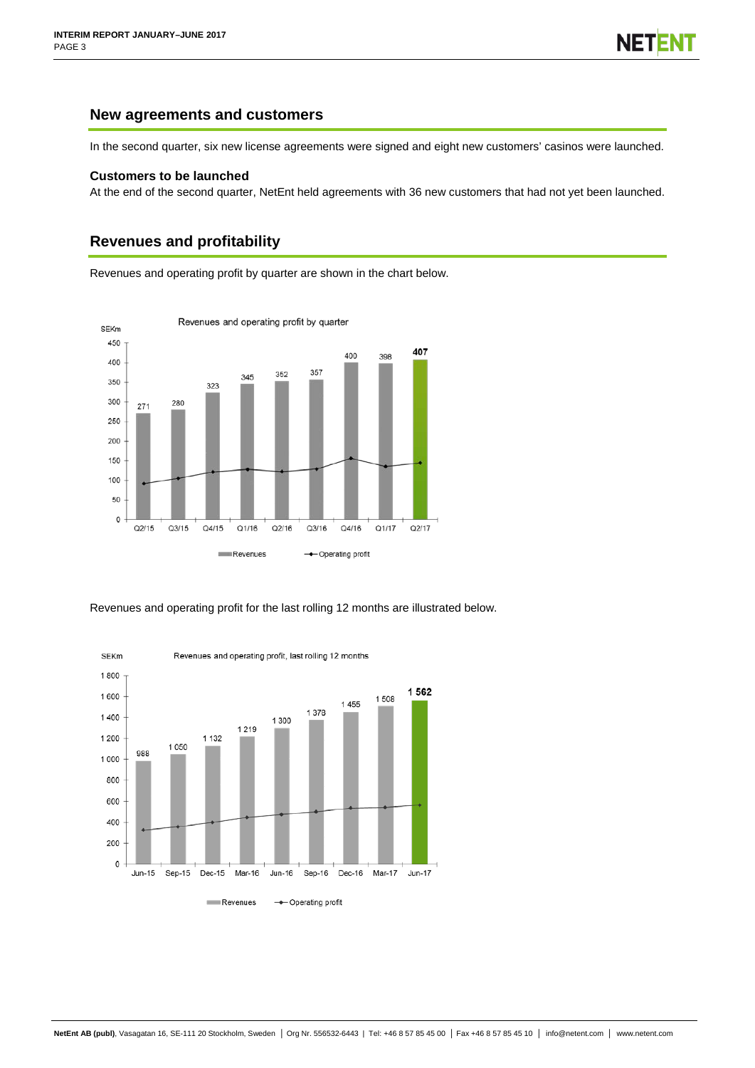## New agreements and customers

In the second quarter, six new license agreements were signed and eight new customers' casinos were launched.

### Customers to be launched

At the end of the second quarter, NetEnt held agreements with 36 new customers that had not yet been launched.

## Revenues and profitability

Revenues and operating profit by quarter are shown in the chart below.

Revenues and operating profit by quarter

SEKm

450
400
350
300
250
200
150
100
50
0

271 280 323 345 352 357 400 398 407

Q2/15 Q3/15 Q4/15 Q1/16 Q2/16 Q3/16 Q4/16 Q1/17 Q2/17

Revenues — Operating profit

Revenues and operating profit for the last rolling 12 months are illustrated below.

Revenues and operating profit, last rolling 12 months

SEKm

1 800
1 600
1 400
1 200
1 000
800
600
400
200
0

988 1 050 1 132 1 219 1 300 1 378 1 455 1 508 1 562

Jun-15 Sep-15 Dec-15 Mar-16 Jun-16 Sep-16 Dec-16 Mar-17 Jun-17

Revenues — Operating profit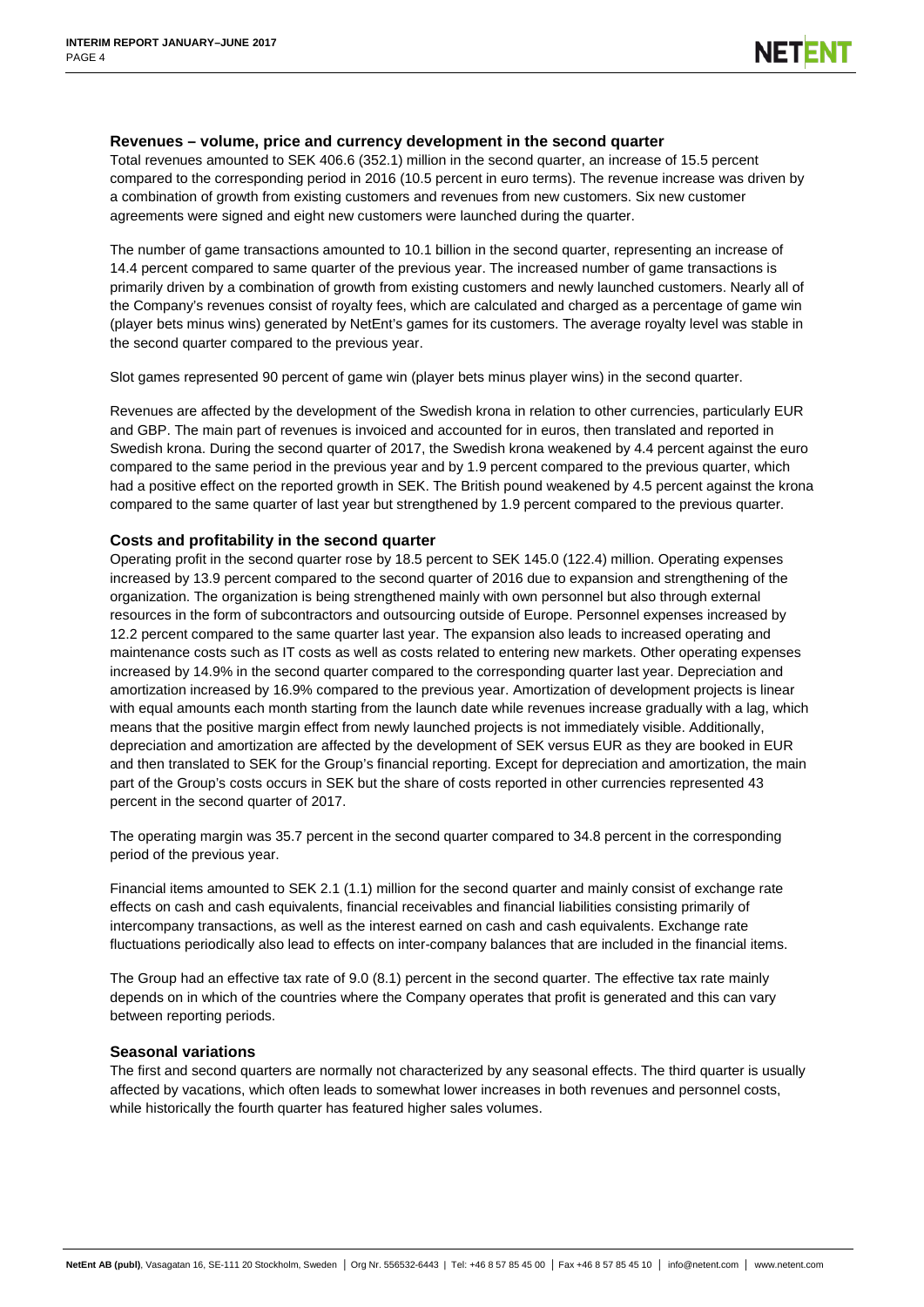### Revenues – volume, price and currency development in the second quarter

Total revenues amounted to SEK 406.6 (352.1) million in the second quarter, an increase of 15.5 percent compared to the corresponding period in 2016 (10.5 percent in euro terms). The revenue increase was driven by a combination of growth from existing customers and revenues from new customers. Six new customer agreements were signed and eight new customers were launched during the quarter.

The number of game transactions amounted to 10.1 billion in the second quarter, representing an increase of 14.4 percent compared to same quarter of the previous year. The increased number of game transactions is primarily driven by a combination of growth from existing customers and newly launched customers. Nearly all of the Company's revenues consist of royalty fees, which are calculated and charged as a percentage of game win (player bets minus wins) generated by NetEnt's games for its customers. The average royalty level was stable in the second quarter compared to the previous year.

Slot games represented 90 percent of game win (player bets minus player wins) in the second quarter.

Revenues are affected by the development of the Swedish krona in relation to other currencies, particularly EUR and GBP. The main part of revenues is invoiced and accounted for in euros, then translated and reported in Swedish krona. During the second quarter of 2017, the Swedish krona weakened by 4.4 percent against the euro compared to the same period in the previous year and by 1.9 percent compared to the previous quarter, which had a positive effect on the reported growth in SEK. The British pound weakened by 4.5 percent against the krona compared to the same quarter of last year but strengthened by 1.9 percent compared to the previous quarter.

### Costs and profitability in the second quarter

Operating profit in the second quarter rose by 18.5 percent to SEK 145.0 (122.4) million. Operating expenses increased by 13.9 percent compared to the second quarter of 2016 due to expansion and strengthening of the organization. The organization is being strengthened mainly with own personnel but also through external resources in the form of subcontractors and outsourcing outside of Europe. Personnel expenses increased by 12.2 percent compared to the same quarter last year. The expansion also leads to increased operating and maintenance costs such as IT costs as well as costs related to entering new markets. Other operating expenses increased by 14.9% in the second quarter compared to the corresponding quarter last year. Depreciation and amortization increased by 16.9% compared to the previous year. Amortization of development projects is linear with equal amounts each month starting from the launch date while revenues increase gradually with a lag, which means that the positive margin effect from newly launched projects is not immediately visible. Additionally, depreciation and amortization are affected by the development of SEK versus EUR as they are booked in EUR and then translated to SEK for the Group's financial reporting. Except for depreciation and amortization, the main part of the Group's costs occurs in SEK but the share of costs reported in other currencies represented 43 percent in the second quarter of 2017.

The operating margin was 35.7 percent in the second quarter compared to 34.8 percent in the corresponding period of the previous year.

Financial items amounted to SEK 2.1 (1.1) million for the second quarter and mainly consist of exchange rate effects on cash and cash equivalents, financial receivables and financial liabilities consisting primarily of intercompany transactions, as well as the interest earned on cash and cash equivalents. Exchange rate fluctuations periodically also lead to effects on inter-company balances that are included in the financial items.

The Group had an effective tax rate of 9.0 (8.1) percent in the second quarter. The effective tax rate mainly depends on in which of the countries where the Company operates that profit is generated and this can vary between reporting periods.

### Seasonal variations

The first and second quarters are normally not characterized by any seasonal effects. The third quarter is usually affected by vacations, which often leads to somewhat lower increases in both revenues and personnel costs, while historically the fourth quarter has featured higher sales volumes.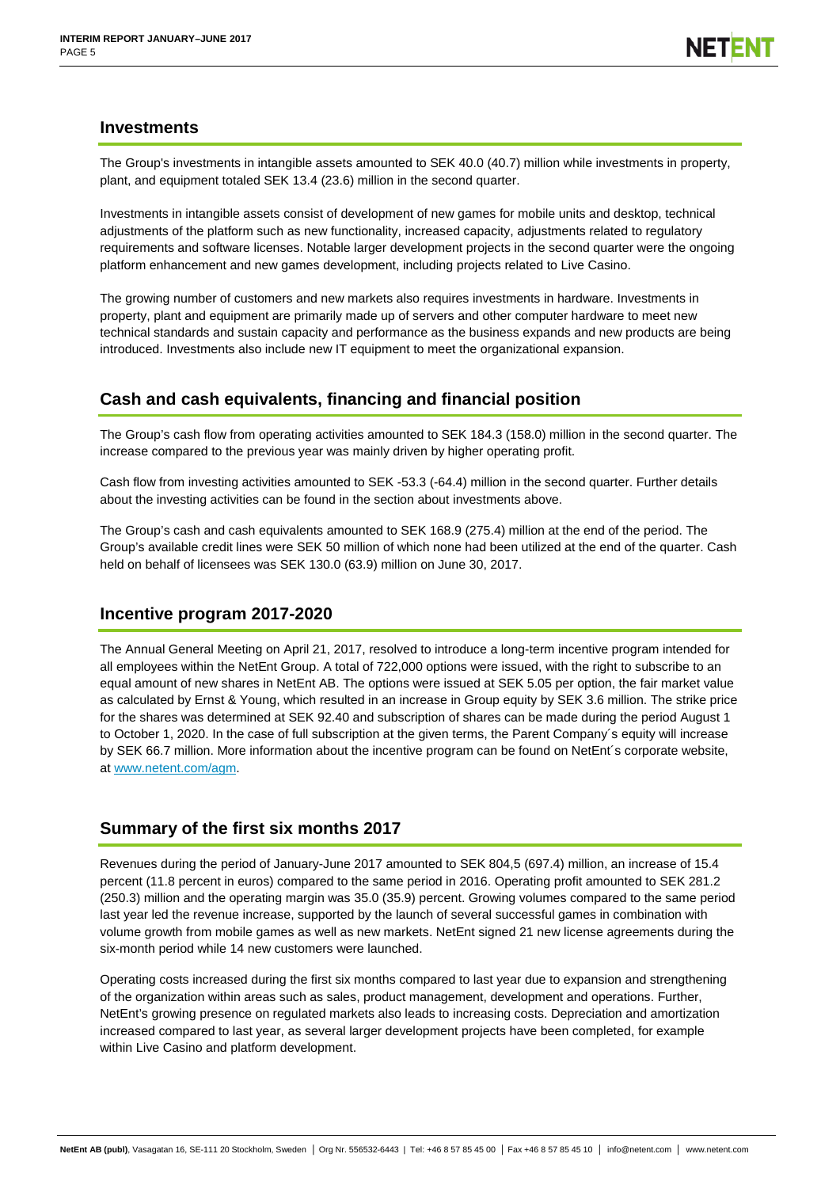## Investments

The Group's investments in intangible assets amounted to SEK 40.0 (40.7) million while investments in property, plant, and equipment totaled SEK 13.4 (23.6) million in the second quarter.

Investments in intangible assets consist of development of new games for mobile units and desktop, technical adjustments of the platform such as new functionality, increased capacity, adjustments related to regulatory requirements and software licenses. Notable larger development projects in the second quarter were the ongoing platform enhancement and new games development, including projects related to Live Casino.

The growing number of customers and new markets also requires investments in hardware. Investments in property, plant and equipment are primarily made up of servers and other computer hardware to meet new technical standards and sustain capacity and performance as the business expands and new products are being introduced. Investments also include new IT equipment to meet the organizational expansion.

## Cash and cash equivalents, financing and financial position

The Group's cash flow from operating activities amounted to SEK 184.3 (158.0) million in the second quarter. The increase compared to the previous year was mainly driven by higher operating profit.

Cash flow from investing activities amounted to SEK -53.3 (-64.4) million in the second quarter. Further details about the investing activities can be found in the section about investments above.

The Group's cash and cash equivalents amounted to SEK 168.9 (275.4) million at the end of the period. The Group's available credit lines were SEK 50 million of which none had been utilized at the end of the quarter. Cash held on behalf of licensees was SEK 130.0 (63.9) million on June 30, 2017.

## Incentive program 2017-2020

The Annual General Meeting on April 21, 2017, resolved to introduce a long-term incentive program intended for all employees within the NetEnt Group. A total of 722,000 options were issued, with the right to subscribe to an equal amount of new shares in NetEnt AB. The options were issued at SEK 5.05 per option, the fair market value as calculated by Ernst & Young, which resulted in an increase in Group equity by SEK 3.6 million. The strike price for the shares was determined at SEK 92.40 and subscription of shares can be made during the period August 1 to October 1, 2020. In the case of full subscription at the given terms, the Parent Company´s equity will increase by SEK 66.7 million. More information about the incentive program can be found on NetEnt´s corporate website, at www.netent.com/agm.

## Summary of the first six months 2017

Revenues during the period of January-June 2017 amounted to SEK 804,5 (697.4) million, an increase of 15.4 percent (11.8 percent in euros) compared to the same period in 2016. Operating profit amounted to SEK 281.2 (250.3) million and the operating margin was 35.0 (35.9) percent. Growing volumes compared to the same period last year led the revenue increase, supported by the launch of several successful games in combination with volume growth from mobile games as well as new markets. NetEnt signed 21 new license agreements during the six-month period while 14 new customers were launched.

Operating costs increased during the first six months compared to last year due to expansion and strengthening of the organization within areas such as sales, product management, development and operations. Further, NetEnt's growing presence on regulated markets also leads to increasing costs. Depreciation and amortization increased compared to last year, as several larger development projects have been completed, for example within Live Casino and platform development.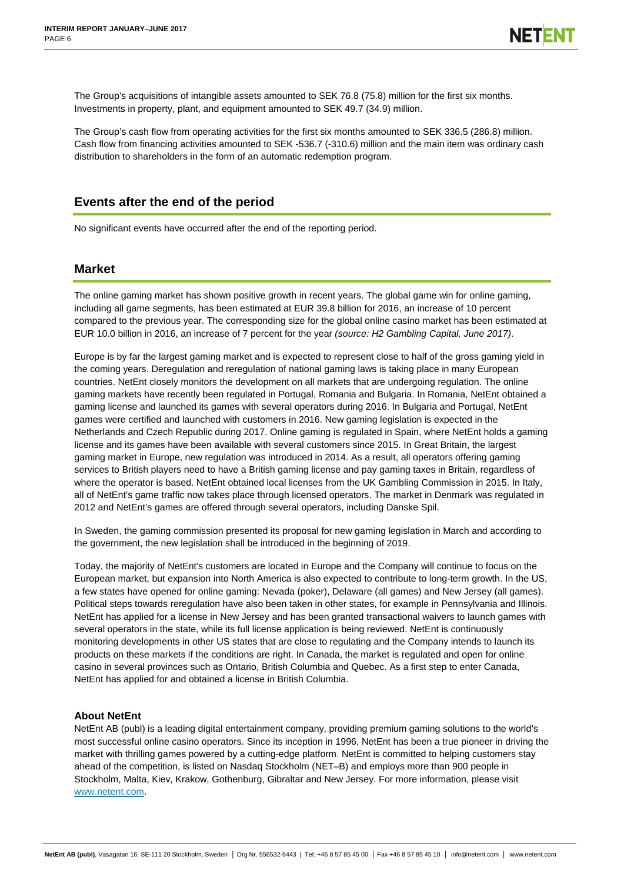The Group's acquisitions of intangible assets amounted to SEK 76.8 (75.8) million for the first six months. Investments in property, plant, and equipment amounted to SEK 49.7 (34.9) million.

The Group's cash flow from operating activities for the first six months amounted to SEK 336.5 (286.8) million. Cash flow from financing activities amounted to SEK -536.7 (-310.6) million and the main item was ordinary cash distribution to shareholders in the form of an automatic redemption program.

## Events after the end of the period

No significant events have occurred after the end of the reporting period.

## Market

The online gaming market has shown positive growth in recent years. The global game win for online gaming, including all game segments, has been estimated at EUR 39.8 billion for 2016, an increase of 10 percent compared to the previous year. The corresponding size for the global online casino market has been estimated at EUR 10.0 billion in 2016, an increase of 7 percent for the year *(source: H2 Gambling Capital, June 2017)*.

Europe is by far the largest gaming market and is expected to represent close to half of the gross gaming yield in the coming years. Deregulation and reregulation of national gaming laws is taking place in many European countries. NetEnt closely monitors the development on all markets that are undergoing regulation. The online gaming markets have recently been regulated in Portugal, Romania and Bulgaria. In Romania, NetEnt obtained a gaming license and launched its games with several operators during 2016. In Bulgaria and Portugal, NetEnt games were certified and launched with customers in 2016. New gaming legislation is expected in the Netherlands and Czech Republic during 2017. Online gaming is regulated in Spain, where NetEnt holds a gaming license and its games have been available with several customers since 2015. In Great Britain, the largest gaming market in Europe, new regulation was introduced in 2014. As a result, all operators offering gaming services to British players need to have a British gaming license and pay gaming taxes in Britain, regardless of where the operator is based. NetEnt obtained local licenses from the UK Gambling Commission in 2015. In Italy, all of NetEnt's game traffic now takes place through licensed operators. The market in Denmark was regulated in 2012 and NetEnt's games are offered through several operators, including Danske Spil.

In Sweden, the gaming commission presented its proposal for new gaming legislation in March and according to the government, the new legislation shall be introduced in the beginning of 2019.

Today, the majority of NetEnt's customers are located in Europe and the Company will continue to focus on the European market, but expansion into North America is also expected to contribute to long-term growth. In the US, a few states have opened for online gaming: Nevada (poker), Delaware (all games) and New Jersey (all games). Political steps towards reregulation have also been taken in other states, for example in Pennsylvania and Illinois. NetEnt has applied for a license in New Jersey and has been granted transactional waivers to launch games with several operators in the state, while its full license application is being reviewed. NetEnt is continuously monitoring developments in other US states that are close to regulating and the Company intends to launch its products on these markets if the conditions are right. In Canada, the market is regulated and open for online casino in several provinces such as Ontario, British Columbia and Quebec. As a first step to enter Canada, NetEnt has applied for and obtained a license in British Columbia.

### About NetEnt

NetEnt AB (publ) is a leading digital entertainment company, providing premium gaming solutions to the world's most successful online casino operators. Since its inception in 1996, NetEnt has been a true pioneer in driving the market with thrilling games powered by a cutting-edge platform. NetEnt is committed to helping customers stay ahead of the competition, is listed on Nasdaq Stockholm (NET–B) and employs more than 900 people in Stockholm, Malta, Kiev, Krakow, Gothenburg, Gibraltar and New Jersey. For more information, please visit www.netent.com.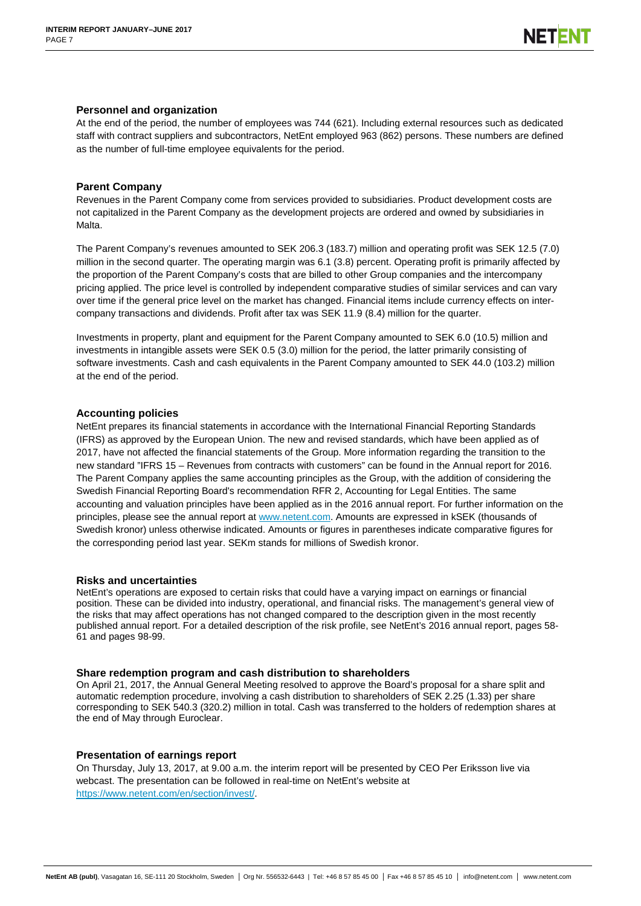## Personnel and organization

At the end of the period, the number of employees was 744 (621). Including external resources such as dedicated staff with contract suppliers and subcontractors, NetEnt employed 963 (862) persons. These numbers are defined as the number of full-time employee equivalents for the period.

## Parent Company

Revenues in the Parent Company come from services provided to subsidiaries. Product development costs are not capitalized in the Parent Company as the development projects are ordered and owned by subsidiaries in Malta.

The Parent Company's revenues amounted to SEK 206.3 (183.7) million and operating profit was SEK 12.5 (7.0) million in the second quarter. The operating margin was 6.1 (3.8) percent. Operating profit is primarily affected by the proportion of the Parent Company's costs that are billed to other Group companies and the intercompany pricing applied. The price level is controlled by independent comparative studies of similar services and can vary over time if the general price level on the market has changed. Financial items include currency effects on inter-company transactions and dividends. Profit after tax was SEK 11.9 (8.4) million for the quarter.

Investments in property, plant and equipment for the Parent Company amounted to SEK 6.0 (10.5) million and investments in intangible assets were SEK 0.5 (3.0) million for the period, the latter primarily consisting of software investments. Cash and cash equivalents in the Parent Company amounted to SEK 44.0 (103.2) million at the end of the period.

## Accounting policies

NetEnt prepares its financial statements in accordance with the International Financial Reporting Standards (IFRS) as approved by the European Union. The new and revised standards, which have been applied as of 2017, have not affected the financial statements of the Group. More information regarding the transition to the new standard "IFRS 15 – Revenues from contracts with customers" can be found in the Annual report for 2016. The Parent Company applies the same accounting principles as the Group, with the addition of considering the Swedish Financial Reporting Board's recommendation RFR 2, Accounting for Legal Entities. The same accounting and valuation principles have been applied as in the 2016 annual report. For further information on the principles, please see the annual report at www.netent.com. Amounts are expressed in kSEK (thousands of Swedish kronor) unless otherwise indicated. Amounts or figures in parentheses indicate comparative figures for the corresponding period last year. SEKm stands for millions of Swedish kronor.

## Risks and uncertainties

NetEnt's operations are exposed to certain risks that could have a varying impact on earnings or financial position. These can be divided into industry, operational, and financial risks. The management's general view of the risks that may affect operations has not changed compared to the description given in the most recently published annual report. For a detailed description of the risk profile, see NetEnt's 2016 annual report, pages 58-61 and pages 98-99.

## Share redemption program and cash distribution to shareholders

On April 21, 2017, the Annual General Meeting resolved to approve the Board's proposal for a share split and automatic redemption procedure, involving a cash distribution to shareholders of SEK 2.25 (1.33) per share corresponding to SEK 540.3 (320.2) million in total. Cash was transferred to the holders of redemption shares at the end of May through Euroclear.

## Presentation of earnings report

On Thursday, July 13, 2017, at 9.00 a.m. the interim report will be presented by CEO Per Eriksson live via webcast. The presentation can be followed in real-time on NetEnt's website at https://www.netent.com/en/section/invest/.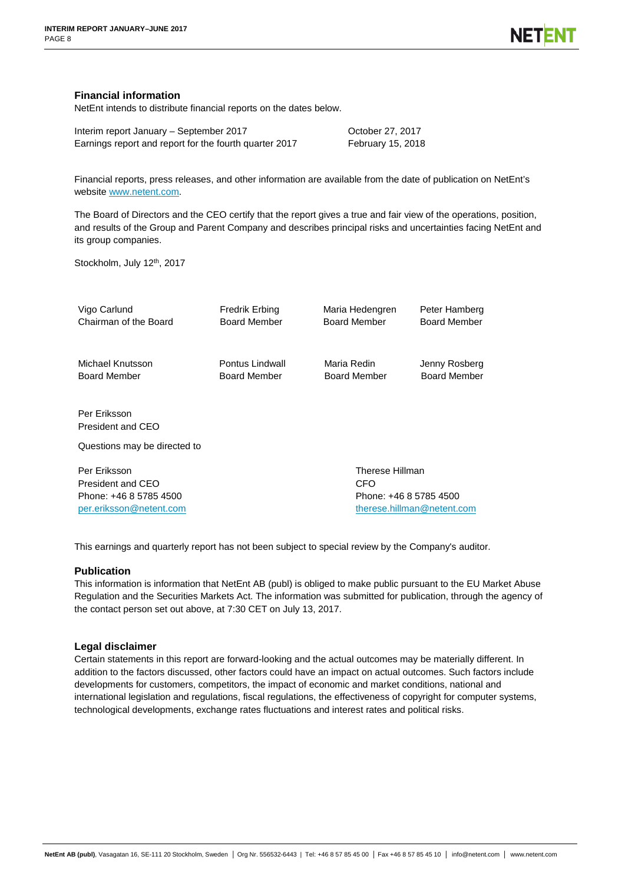### Financial information

NetEnt intends to distribute financial reports on the dates below.

| | |
|---|---|
| Interim report January – September 2017 | October 27, 2017 |
| Earnings report and report for the fourth quarter 2017 | February 15, 2018 |

Financial reports, press releases, and other information are available from the date of publication on NetEnt's website www.netent.com.

The Board of Directors and the CEO certify that the report gives a true and fair view of the operations, position, and results of the Group and Parent Company and describes principal risks and uncertainties facing NetEnt and its group companies.

Stockholm, July 12th, 2017

| | | | |
|---|---|---|---|
| Vigo Carlund<br>Chairman of the Board | Fredrik Erbing<br>Board Member | Maria Hedengren<br>Board Member | Peter Hamberg<br>Board Member |
| Michael Knutsson<br>Board Member | Pontus Lindwall<br>Board Member | Maria Redin<br>Board Member | Jenny Rosberg<br>Board Member |

Per Eriksson
President and CEO

Questions may be directed to

| | |
|---|---|
| Per Eriksson<br>President and CEO<br>Phone: +46 8 5785 4500<br>per.eriksson@netent.com | Therese Hillman<br>CFO<br>Phone: +46 8 5785 4500<br>therese.hillman@netent.com |

This earnings and quarterly report has not been subject to special review by the Company's auditor.

### Publication

This information is information that NetEnt AB (publ) is obliged to make public pursuant to the EU Market Abuse Regulation and the Securities Markets Act. The information was submitted for publication, through the agency of the contact person set out above, at 7:30 CET on July 13, 2017.

### Legal disclaimer

Certain statements in this report are forward-looking and the actual outcomes may be materially different. In addition to the factors discussed, other factors could have an impact on actual outcomes. Such factors include developments for customers, competitors, the impact of economic and market conditions, national and international legislation and regulations, fiscal regulations, the effectiveness of copyright for computer systems, technological developments, exchange rates fluctuations and interest rates and political risks.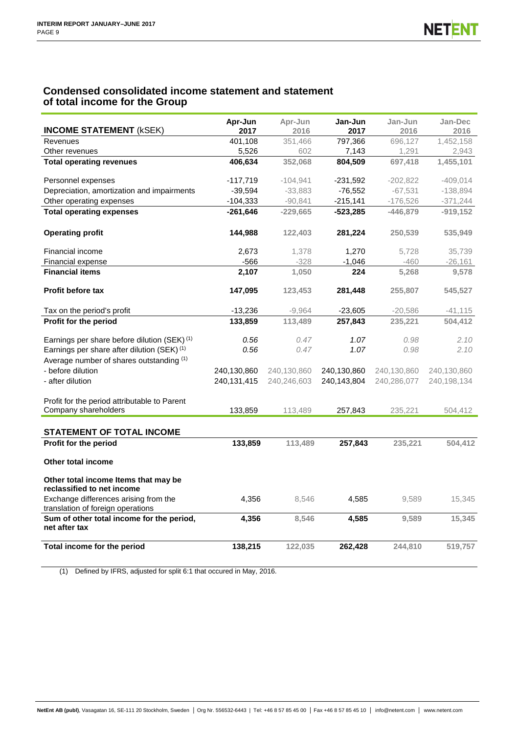## Condensed consolidated income statement and statement of total income for the Group

| INCOME STATEMENT (kSEK) | Apr-Jun 2017 | Apr-Jun 2016 | Jan-Jun 2017 | Jan-Jun 2016 | Jan-Dec 2016 |
|---|---|---|---|---|---|
| Revenues | 401,108 | 351,466 | 797,366 | 696,127 | 1,452,158 |
| Other revenues | 5,526 | 602 | 7,143 | 1,291 | 2,943 |
| **Total operating revenues** | **406,634** | **352,068** | **804,509** | **697,418** | **1,455,101** |
| Personnel expenses | -117,719 | -104,941 | -231,592 | -202,822 | -409,014 |
| Depreciation, amortization and impairments | -39,594 | -33,883 | -76,552 | -67,531 | -138,894 |
| Other operating expenses | -104,333 | -90,841 | -215,141 | -176,526 | -371,244 |
| **Total operating expenses** | **-261,646** | **-229,665** | **-523,285** | **-446,879** | **-919,152** |
| **Operating profit** | **144,988** | **122,403** | **281,224** | **250,539** | **535,949** |
| Financial income | 2,673 | 1,378 | 1,270 | 5,728 | 35,739 |
| Financial expense | -566 | -328 | -1,046 | -460 | -26,161 |
| **Financial items** | **2,107** | **1,050** | **224** | **5,268** | **9,578** |
| **Profit before tax** | **147,095** | **123,453** | **281,448** | **255,807** | **545,527** |
| Tax on the period's profit | -13,236 | -9,964 | -23,605 | -20,586 | -41,115 |
| **Profit for the period** | **133,859** | **113,489** | **257,843** | **235,221** | **504,412** |
| Earnings per share before dilution (SEK) (1) | *0.56* | *0.47* | *1.07* | *0.98* | *2.10* |
| Earnings per share after dilution (SEK) (1) | *0.56* | *0.47* | *1.07* | *0.98* | *2.10* |
| Average number of shares outstanding (1) | | | | | |
| - before dilution | 240,130,860 | 240,130,860 | 240,130,860 | 240,130,860 | 240,130,860 |
| - after dilution | 240,131,415 | 240,246,603 | 240,143,804 | 240,286,077 | 240,198,134 |
| Profit for the period attributable to Parent Company shareholders | 133,859 | 113,489 | 257,843 | 235,221 | 504,412 |

| STATEMENT OF TOTAL INCOME | | | | | |
|---|---|---|---|---|---|
| **Profit for the period** | **133,859** | **113,489** | **257,843** | **235,221** | **504,412** |
| **Other total income** | | | | | |
| **Other total income Items that may be reclassified to net income** | | | | | |
| Exchange differences arising from the translation of foreign operations | 4,356 | 8,546 | 4,585 | 9,589 | 15,345 |
| **Sum of other total income for the period, net after tax** | **4,356** | **8,546** | **4,585** | **9,589** | **15,345** |
| **Total income for the period** | **138,215** | **122,035** | **262,428** | **244,810** | **519,757** |

(1) Defined by IFRS, adjusted for split 6:1 that occured in May, 2016.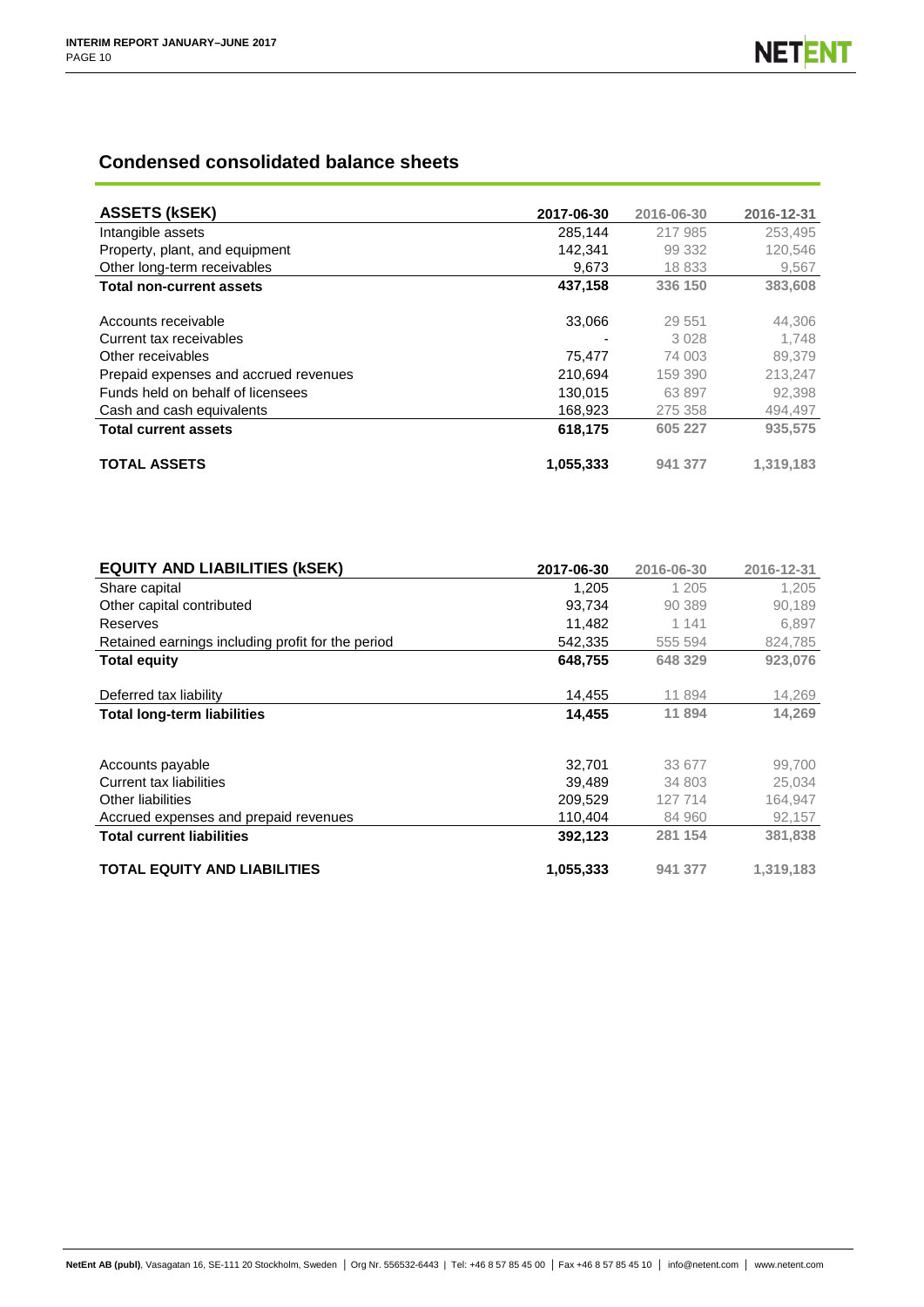## Condensed consolidated balance sheets

| ASSETS (kSEK) | 2017-06-30 | 2016-06-30 | 2016-12-31 |
|---|---|---|---|
| Intangible assets | 285,144 | 217 985 | 253,495 |
| Property, plant, and equipment | 142,341 | 99 332 | 120,546 |
| Other long-term receivables | 9,673 | 18 833 | 9,567 |
| **Total non-current assets** | **437,158** | **336 150** | **383,608** |
| | | | |
| Accounts receivable | 33,066 | 29 551 | 44,306 |
| Current tax receivables | - | 3 028 | 1,748 |
| Other receivables | 75,477 | 74 003 | 89,379 |
| Prepaid expenses and accrued revenues | 210,694 | 159 390 | 213,247 |
| Funds held on behalf of licensees | 130,015 | 63 897 | 92,398 |
| Cash and cash equivalents | 168,923 | 275 358 | 494,497 |
| **Total current assets** | **618,175** | **605 227** | **935,575** |
| | | | |
| **TOTAL ASSETS** | **1,055,333** | **941 377** | **1,319,183** |

| EQUITY AND LIABILITIES (kSEK) | 2017-06-30 | 2016-06-30 | 2016-12-31 |
|---|---|---|---|
| Share capital | 1,205 | 1 205 | 1,205 |
| Other capital contributed | 93,734 | 90 389 | 90,189 |
| Reserves | 11,482 | 1 141 | 6,897 |
| Retained earnings including profit for the period | 542,335 | 555 594 | 824,785 |
| **Total equity** | **648,755** | **648 329** | **923,076** |
| | | | |
| Deferred tax liability | 14,455 | 11 894 | 14,269 |
| **Total long-term liabilities** | **14,455** | **11 894** | **14,269** |
| | | | |
| Accounts payable | 32,701 | 33 677 | 99,700 |
| Current tax liabilities | 39,489 | 34 803 | 25,034 |
| Other liabilities | 209,529 | 127 714 | 164,947 |
| Accrued expenses and prepaid revenues | 110,404 | 84 960 | 92,157 |
| **Total current liabilities** | **392,123** | **281 154** | **381,838** |
| | | | |
| **TOTAL EQUITY AND LIABILITIES** | **1,055,333** | **941 377** | **1,319,183** |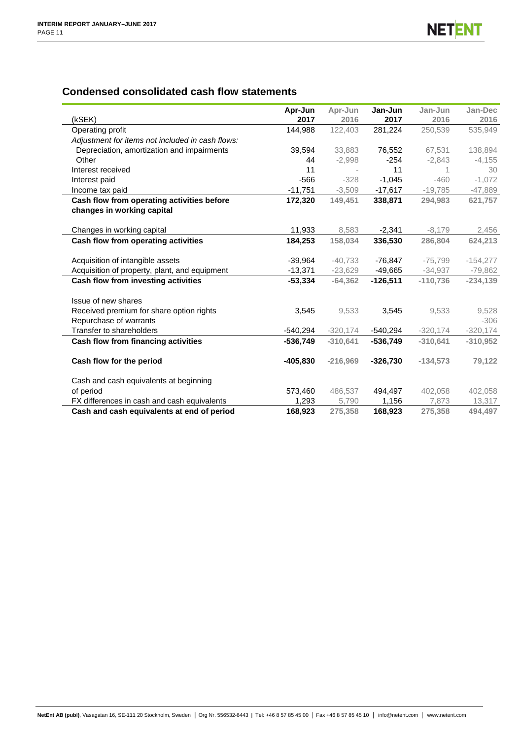## Condensed consolidated cash flow statements

| (kSEK) | Apr-Jun 2017 | Apr-Jun 2016 | Jan-Jun 2017 | Jan-Jun 2016 | Jan-Dec 2016 |
|---|---|---|---|---|---|
| Operating profit | 144,988 | 122,403 | 281,224 | 250,539 | 535,949 |
| *Adjustment for items not included in cash flows:* | | | | | |
| Depreciation, amortization and impairments | 39,594 | 33,883 | 76,552 | 67,531 | 138,894 |
| Other | 44 | -2,998 | -254 | -2,843 | -4,155 |
| Interest received | 11 | - | 11 | 1 | 30 |
| Interest paid | -566 | -328 | -1,045 | -460 | -1,072 |
| Income tax paid | -11,751 | -3,509 | -17,617 | -19,785 | -47,889 |
| **Cash flow from operating activities before changes in working capital** | **172,320** | **149,451** | **338,871** | **294,983** | **621,757** |
| Changes in working capital | 11,933 | 8,583 | -2,341 | -8,179 | 2,456 |
| **Cash flow from operating activities** | **184,253** | **158,034** | **336,530** | **286,804** | **624,213** |
| Acquisition of intangible assets | -39,964 | -40,733 | -76,847 | -75,799 | -154,277 |
| Acquisition of property, plant, and equipment | -13,371 | -23,629 | -49,665 | -34,937 | -79,862 |
| **Cash flow from investing activities** | **-53,334** | **-64,362** | **-126,511** | **-110,736** | **-234,139** |
| Issue of new shares | | | | | |
| Received premium for share option rights | 3,545 | 9,533 | 3,545 | 9,533 | 9,528 |
| Repurchase of warrants | | | | | -306 |
| Transfer to shareholders | -540,294 | -320,174 | -540,294 | -320,174 | -320,174 |
| **Cash flow from financing activities** | **-536,749** | **-310,641** | **-536,749** | **-310,641** | **-310,952** |
| **Cash flow for the period** | **-405,830** | **-216,969** | **-326,730** | **-134,573** | **79,122** |
| Cash and cash equivalents at beginning of period | 573,460 | 486,537 | 494,497 | 402,058 | 402,058 |
| FX differences in cash and cash equivalents | 1,293 | 5,790 | 1,156 | 7,873 | 13,317 |
| **Cash and cash equivalents at end of period** | **168,923** | **275,358** | **168,923** | **275,358** | **494,497** |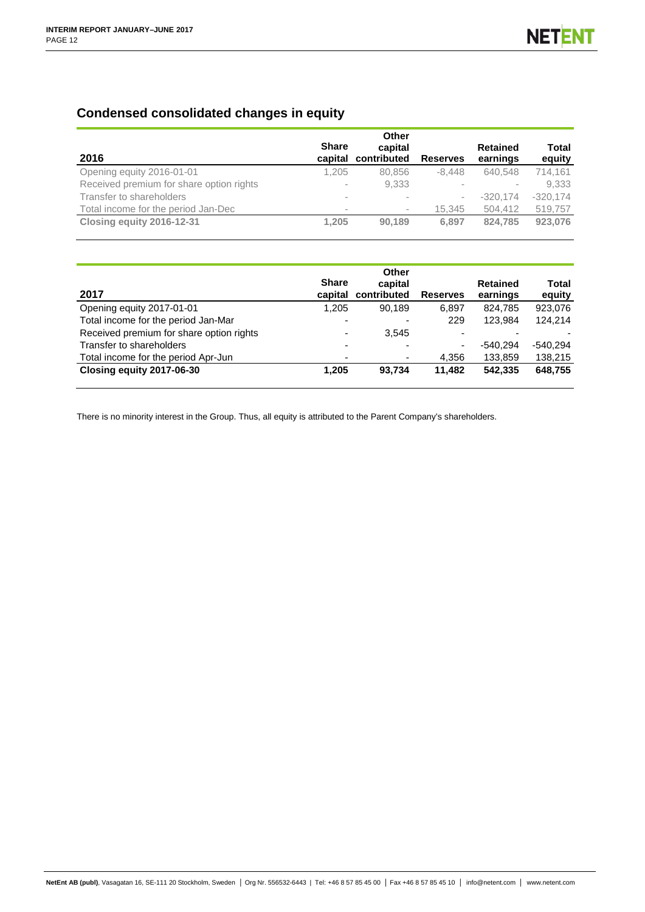## Condensed consolidated changes in equity

| 2016 | Share capital | Other capital contributed | Reserves | Retained earnings | Total equity |
|---|---|---|---|---|---|
| Opening equity 2016-01-01 | 1,205 | 80,856 | -8,448 | 640,548 | 714,161 |
| Received premium for share option rights | - | 9,333 | - | - | 9,333 |
| Transfer to shareholders | - | - | - | -320,174 | -320,174 |
| Total income for the period Jan-Dec | - | - | 15,345 | 504,412 | 519,757 |
| **Closing equity 2016-12-31** | **1,205** | **90,189** | **6,897** | **824,785** | **923,076** |

| 2017 | Share capital | Other capital contributed | Reserves | Retained earnings | Total equity |
|---|---|---|---|---|---|
| Opening equity 2017-01-01 | 1,205 | 90,189 | 6,897 | 824,785 | 923,076 |
| Total income for the period Jan-Mar | - | - | 229 | 123,984 | 124,214 |
| Received premium for share option rights | - | 3,545 | - | - | - |
| Transfer to shareholders | - | - | - | -540,294 | -540,294 |
| Total income for the period Apr-Jun | - | - | 4,356 | 133,859 | 138,215 |
| **Closing equity 2017-06-30** | **1,205** | **93,734** | **11,482** | **542,335** | **648,755** |

There is no minority interest in the Group. Thus, all equity is attributed to the Parent Company's shareholders.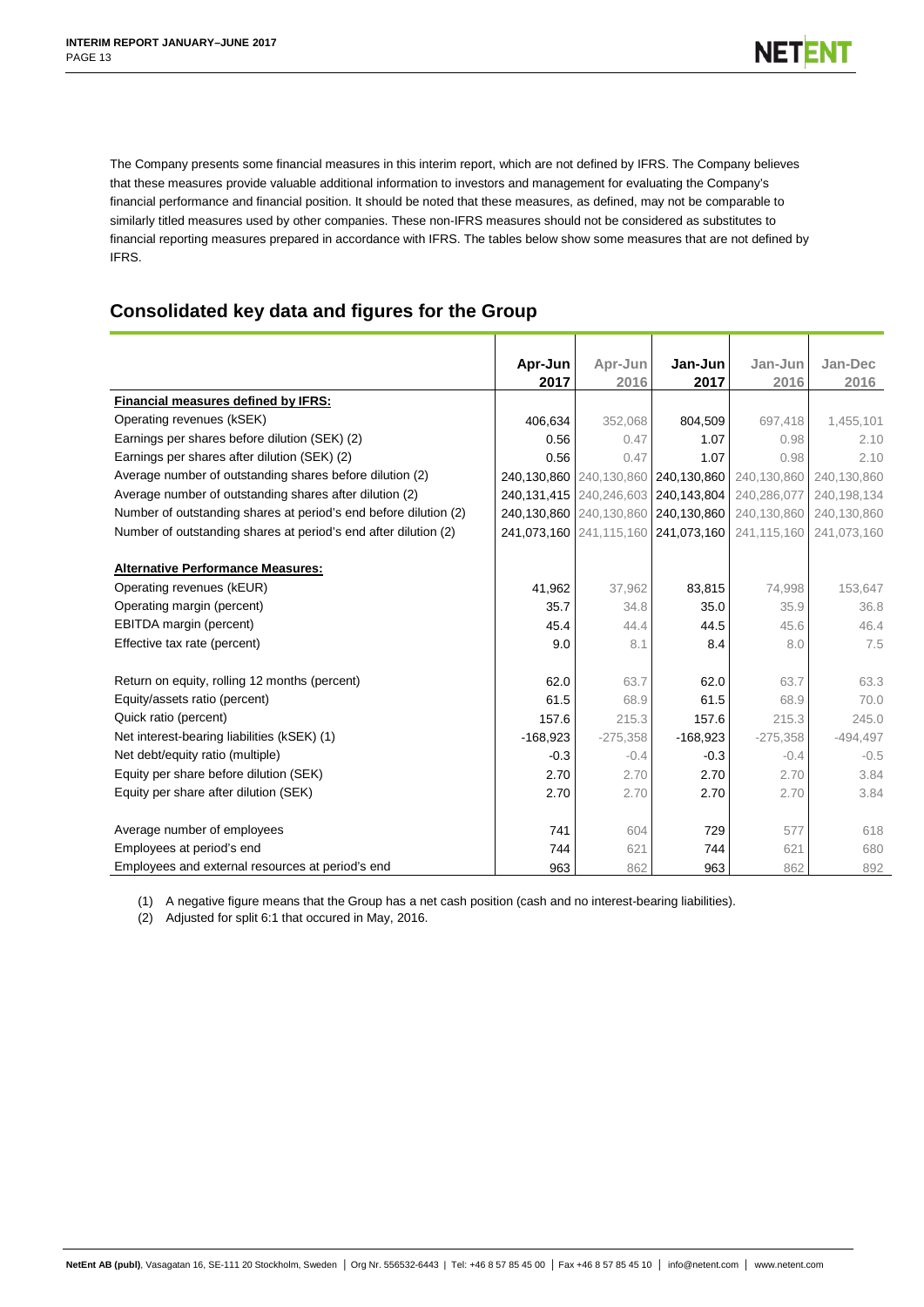The Company presents some financial measures in this interim report, which are not defined by IFRS. The Company believes that these measures provide valuable additional information to investors and management for evaluating the Company's financial performance and financial position. It should be noted that these measures, as defined, may not be comparable to similarly titled measures used by other companies. These non-IFRS measures should not be considered as substitutes to financial reporting measures prepared in accordance with IFRS. The tables below show some measures that are not defined by IFRS.

## Consolidated key data and figures for the Group

| | Apr-Jun 2017 | Apr-Jun 2016 | Jan-Jun 2017 | Jan-Jun 2016 | Jan-Dec 2016 |
|---|---|---|---|---|---|
| **Financial measures defined by IFRS:** | | | | | |
| Operating revenues (kSEK) | 406,634 | 352,068 | 804,509 | 697,418 | 1,455,101 |
| Earnings per shares before dilution (SEK) (2) | 0.56 | 0.47 | 1.07 | 0.98 | 2.10 |
| Earnings per shares after dilution (SEK) (2) | 0.56 | 0.47 | 1.07 | 0.98 | 2.10 |
| Average number of outstanding shares before dilution (2) | 240,130,860 | 240,130,860 | 240,130,860 | 240,130,860 | 240,130,860 |
| Average number of outstanding shares after dilution (2) | 240,131,415 | 240,246,603 | 240,143,804 | 240,286,077 | 240,198,134 |
| Number of outstanding shares at period's end before dilution (2) | 240,130,860 | 240,130,860 | 240,130,860 | 240,130,860 | 240,130,860 |
| Number of outstanding shares at period's end after dilution (2) | 241,073,160 | 241,115,160 | 241,073,160 | 241,115,160 | 241,073,160 |
| | | | | | |
| **Alternative Performance Measures:** | | | | | |
| Operating revenues (kEUR) | 41,962 | 37,962 | 83,815 | 74,998 | 153,647 |
| Operating margin (percent) | 35.7 | 34.8 | 35.0 | 35.9 | 36.8 |
| EBITDA margin (percent) | 45.4 | 44.4 | 44.5 | 45.6 | 46.4 |
| Effective tax rate (percent) | 9.0 | 8.1 | 8.4 | 8.0 | 7.5 |
| | | | | | |
| Return on equity, rolling 12 months (percent) | 62.0 | 63.7 | 62.0 | 63.7 | 63.3 |
| Equity/assets ratio (percent) | 61.5 | 68.9 | 61.5 | 68.9 | 70.0 |
| Quick ratio (percent) | 157.6 | 215.3 | 157.6 | 215.3 | 245.0 |
| Net interest-bearing liabilities (kSEK) (1) | -168,923 | -275,358 | -168,923 | -275,358 | -494,497 |
| Net debt/equity ratio (multiple) | -0.3 | -0.4 | -0.3 | -0.4 | -0.5 |
| Equity per share before dilution (SEK) | 2.70 | 2.70 | 2.70 | 2.70 | 3.84 |
| Equity per share after dilution (SEK) | 2.70 | 2.70 | 2.70 | 2.70 | 3.84 |
| | | | | | |
| Average number of employees | 741 | 604 | 729 | 577 | 618 |
| Employees at period's end | 744 | 621 | 744 | 621 | 680 |
| Employees and external resources at period's end | 963 | 862 | 963 | 862 | 892 |

(1) A negative figure means that the Group has a net cash position (cash and no interest-bearing liabilities).

(2) Adjusted for split 6:1 that occured in May, 2016.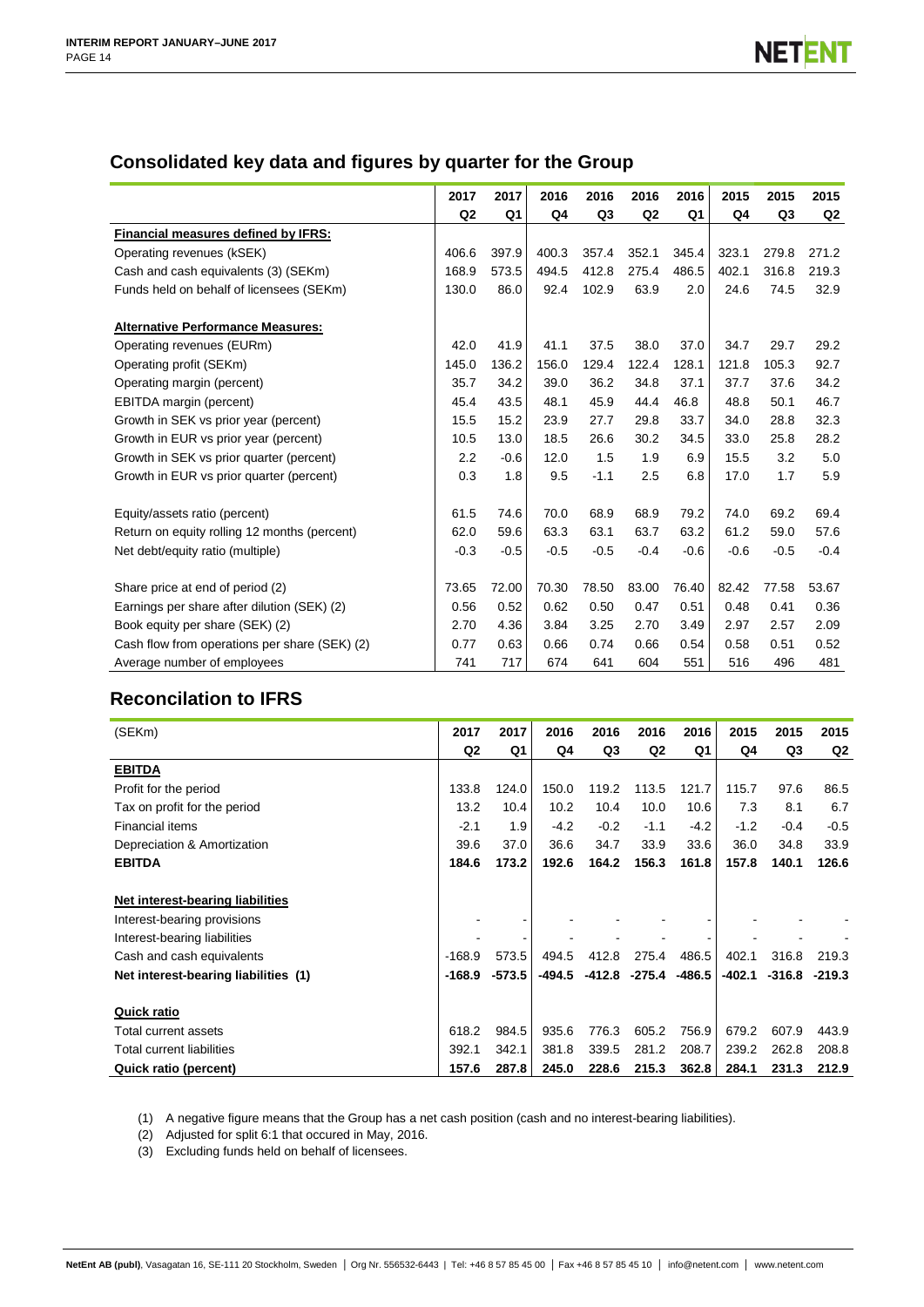## Consolidated key data and figures by quarter for the Group

| | 2017 Q2 | 2017 Q1 | 2016 Q4 | 2016 Q3 | 2016 Q2 | 2016 Q1 | 2015 Q4 | 2015 Q3 | 2015 Q2 |
|---|---|---|---|---|---|---|---|---|---|
| **Financial measures defined by IFRS:** | | | | | | | | | |
| Operating revenues (kSEK) | 406.6 | 397.9 | 400.3 | 357.4 | 352.1 | 345.4 | 323.1 | 279.8 | 271.2 |
| Cash and cash equivalents (3) (SEKm) | 168.9 | 573.5 | 494.5 | 412.8 | 275.4 | 486.5 | 402.1 | 316.8 | 219.3 |
| Funds held on behalf of licensees (SEKm) | 130.0 | 86.0 | 92.4 | 102.9 | 63.9 | 2.0 | 24.6 | 74.5 | 32.9 |
| **Alternative Performance Measures:** | | | | | | | | | |
| Operating revenues (EURm) | 42.0 | 41.9 | 41.1 | 37.5 | 38.0 | 37.0 | 34.7 | 29.7 | 29.2 |
| Operating profit (SEKm) | 145.0 | 136.2 | 156.0 | 129.4 | 122.4 | 128.1 | 121.8 | 105.3 | 92.7 |
| Operating margin (percent) | 35.7 | 34.2 | 39.0 | 36.2 | 34.8 | 37.1 | 37.7 | 37.6 | 34.2 |
| EBITDA margin (percent) | 45.4 | 43.5 | 48.1 | 45.9 | 44.4 | 46.8 | 48.8 | 50.1 | 46.7 |
| Growth in SEK vs prior year (percent) | 15.5 | 15.2 | 23.9 | 27.7 | 29.8 | 33.7 | 34.0 | 28.8 | 32.3 |
| Growth in EUR vs prior year (percent) | 10.5 | 13.0 | 18.5 | 26.6 | 30.2 | 34.5 | 33.0 | 25.8 | 28.2 |
| Growth in SEK vs prior quarter (percent) | 2.2 | -0.6 | 12.0 | 1.5 | 1.9 | 6.9 | 15.5 | 3.2 | 5.0 |
| Growth in EUR vs prior quarter (percent) | 0.3 | 1.8 | 9.5 | -1.1 | 2.5 | 6.8 | 17.0 | 1.7 | 5.9 |
| Equity/assets ratio (percent) | 61.5 | 74.6 | 70.0 | 68.9 | 68.9 | 79.2 | 74.0 | 69.2 | 69.4 |
| Return on equity rolling 12 months (percent) | 62.0 | 59.6 | 63.3 | 63.1 | 63.7 | 63.2 | 61.2 | 59.0 | 57.6 |
| Net debt/equity ratio (multiple) | -0.3 | -0.5 | -0.5 | -0.5 | -0.4 | -0.6 | -0.6 | -0.5 | -0.4 |
| Share price at end of period (2) | 73.65 | 72.00 | 70.30 | 78.50 | 83.00 | 76.40 | 82.42 | 77.58 | 53.67 |
| Earnings per share after dilution (SEK) (2) | 0.56 | 0.52 | 0.62 | 0.50 | 0.47 | 0.51 | 0.48 | 0.41 | 0.36 |
| Book equity per share (SEK) (2) | 2.70 | 4.36 | 3.84 | 3.25 | 2.70 | 3.49 | 2.97 | 2.57 | 2.09 |
| Cash flow from operations per share (SEK) (2) | 0.77 | 0.63 | 0.66 | 0.74 | 0.66 | 0.54 | 0.58 | 0.51 | 0.52 |
| Average number of employees | 741 | 717 | 674 | 641 | 604 | 551 | 516 | 496 | 481 |

## Reconcilation to IFRS

| (SEKm) | 2017 Q2 | 2017 Q1 | 2016 Q4 | 2016 Q3 | 2016 Q2 | 2016 Q1 | 2015 Q4 | 2015 Q3 | 2015 Q2 |
|---|---|---|---|---|---|---|---|---|---|
| **EBITDA** | | | | | | | | | |
| Profit for the period | 133.8 | 124.0 | 150.0 | 119.2 | 113.5 | 121.7 | 115.7 | 97.6 | 86.5 |
| Tax on profit for the period | 13.2 | 10.4 | 10.2 | 10.4 | 10.0 | 10.6 | 7.3 | 8.1 | 6.7 |
| Financial items | -2.1 | 1.9 | -4.2 | -0.2 | -1.1 | -4.2 | -1.2 | -0.4 | -0.5 |
| Depreciation & Amortization | 39.6 | 37.0 | 36.6 | 34.7 | 33.9 | 33.6 | 36.0 | 34.8 | 33.9 |
| **EBITDA** | **184.6** | **173.2** | **192.6** | **164.2** | **156.3** | **161.8** | **157.8** | **140.1** | **126.6** |
| **Net interest-bearing liabilities** | | | | | | | | | |
| Interest-bearing provisions | - | - | - | - | - | - | - | - | - |
| Interest-bearing liabilities | - | - | - | - | - | - | - | - | - |
| Cash and cash equivalents | -168.9 | 573.5 | 494.5 | 412.8 | 275.4 | 486.5 | 402.1 | 316.8 | 219.3 |
| **Net interest-bearing liabilities (1)** | **-168.9** | **-573.5** | **-494.5** | **-412.8** | **-275.4** | **-486.5** | **-402.1** | **-316.8** | **-219.3** |
| **Quick ratio** | | | | | | | | | |
| Total current assets | 618.2 | 984.5 | 935.6 | 776.3 | 605.2 | 756.9 | 679.2 | 607.9 | 443.9 |
| Total current liabilities | 392.1 | 342.1 | 381.8 | 339.5 | 281.2 | 208.7 | 239.2 | 262.8 | 208.8 |
| **Quick ratio (percent)** | **157.6** | **287.8** | **245.0** | **228.6** | **215.3** | **362.8** | **284.1** | **231.3** | **212.9** |

(1) A negative figure means that the Group has a net cash position (cash and no interest-bearing liabilities).

(2) Adjusted for split 6:1 that occured in May, 2016.

(3) Excluding funds held on behalf of licensees.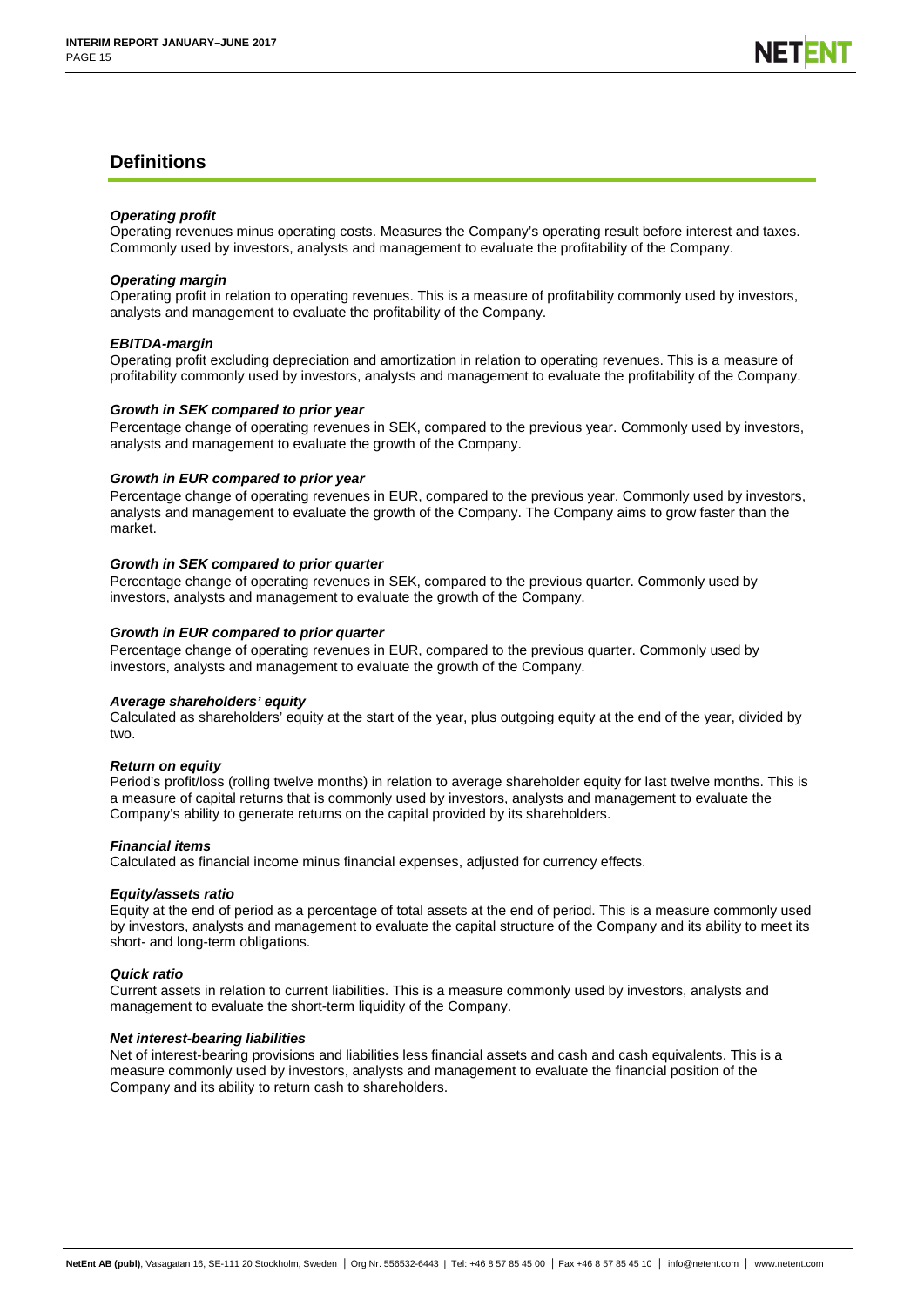## Definitions

***Operating profit***
Operating revenues minus operating costs. Measures the Company's operating result before interest and taxes. Commonly used by investors, analysts and management to evaluate the profitability of the Company.

***Operating margin***
Operating profit in relation to operating revenues. This is a measure of profitability commonly used by investors, analysts and management to evaluate the profitability of the Company.

***EBITDA-margin***
Operating profit excluding depreciation and amortization in relation to operating revenues. This is a measure of profitability commonly used by investors, analysts and management to evaluate the profitability of the Company.

***Growth in SEK compared to prior year***
Percentage change of operating revenues in SEK, compared to the previous year. Commonly used by investors, analysts and management to evaluate the growth of the Company.

***Growth in EUR compared to prior year***
Percentage change of operating revenues in EUR, compared to the previous year. Commonly used by investors, analysts and management to evaluate the growth of the Company. The Company aims to grow faster than the market.

***Growth in SEK compared to prior quarter***
Percentage change of operating revenues in SEK, compared to the previous quarter. Commonly used by investors, analysts and management to evaluate the growth of the Company.

***Growth in EUR compared to prior quarter***
Percentage change of operating revenues in EUR, compared to the previous quarter. Commonly used by investors, analysts and management to evaluate the growth of the Company.

***Average shareholders' equity***
Calculated as shareholders' equity at the start of the year, plus outgoing equity at the end of the year, divided by two.

***Return on equity***
Period's profit/loss (rolling twelve months) in relation to average shareholder equity for last twelve months. This is a measure of capital returns that is commonly used by investors, analysts and management to evaluate the Company's ability to generate returns on the capital provided by its shareholders.

***Financial items***
Calculated as financial income minus financial expenses, adjusted for currency effects.

***Equity/assets ratio***
Equity at the end of period as a percentage of total assets at the end of period. This is a measure commonly used by investors, analysts and management to evaluate the capital structure of the Company and its ability to meet its short- and long-term obligations.

***Quick ratio***
Current assets in relation to current liabilities. This is a measure commonly used by investors, analysts and management to evaluate the short-term liquidity of the Company.

***Net interest-bearing liabilities***
Net of interest-bearing provisions and liabilities less financial assets and cash and cash equivalents. This is a measure commonly used by investors, analysts and management to evaluate the financial position of the Company and its ability to return cash to shareholders.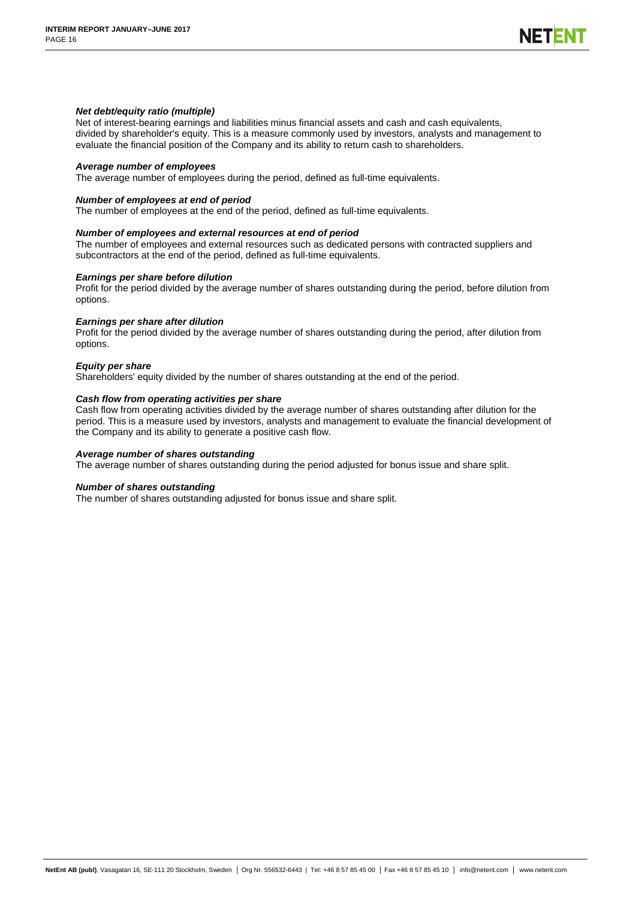***Net debt/equity ratio (multiple)***
Net of interest-bearing earnings and liabilities minus financial assets and cash and cash equivalents, divided by shareholder's equity. This is a measure commonly used by investors, analysts and management to evaluate the financial position of the Company and its ability to return cash to shareholders.

***Average number of employees***
The average number of employees during the period, defined as full-time equivalents.

***Number of employees at end of period***
The number of employees at the end of the period, defined as full-time equivalents.

***Number of employees and external resources at end of period***
The number of employees and external resources such as dedicated persons with contracted suppliers and subcontractors at the end of the period, defined as full-time equivalents.

***Earnings per share before dilution***
Profit for the period divided by the average number of shares outstanding during the period, before dilution from options.

***Earnings per share after dilution***
Profit for the period divided by the average number of shares outstanding during the period, after dilution from options.

***Equity per share***
Shareholders' equity divided by the number of shares outstanding at the end of the period.

***Cash flow from operating activities per share***
Cash flow from operating activities divided by the average number of shares outstanding after dilution for the period. This is a measure used by investors, analysts and management to evaluate the financial development of the Company and its ability to generate a positive cash flow.

***Average number of shares outstanding***
The average number of shares outstanding during the period adjusted for bonus issue and share split.

***Number of shares outstanding***
The number of shares outstanding adjusted for bonus issue and share split.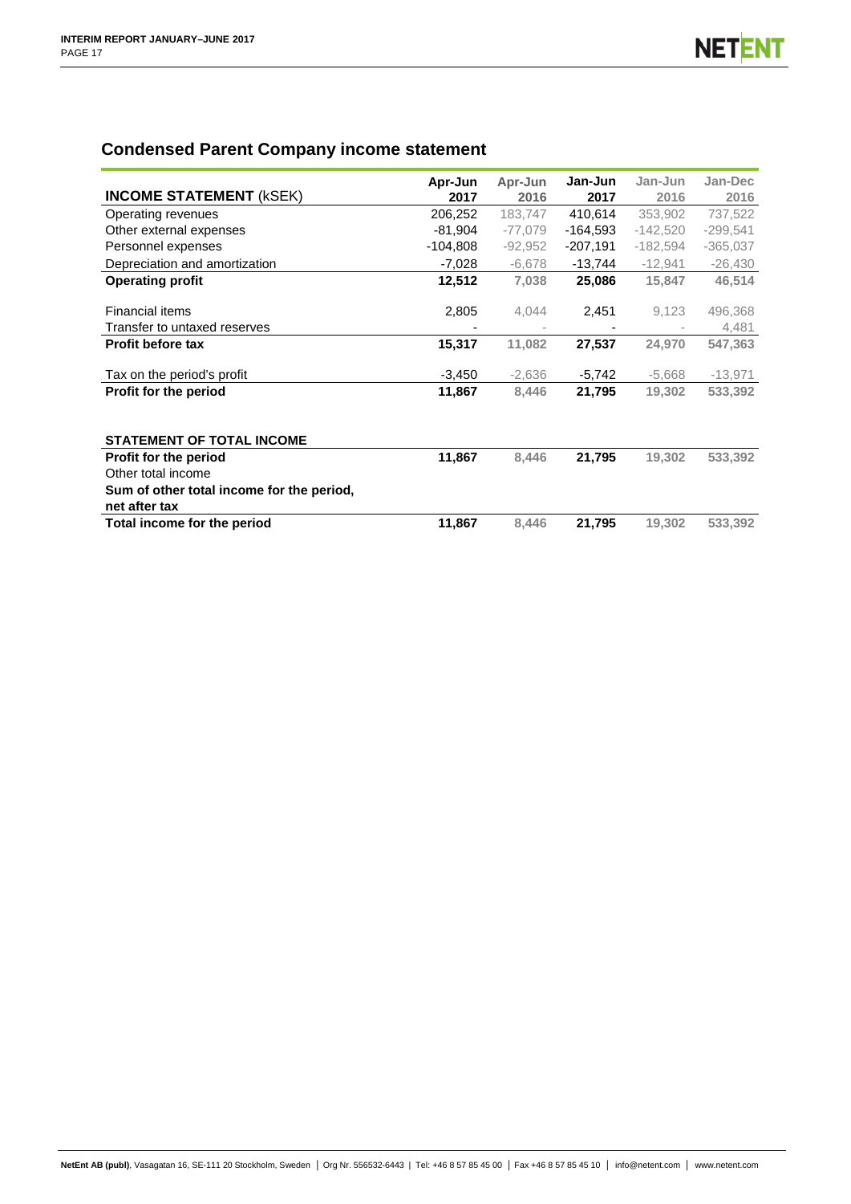## Condensed Parent Company income statement

| **INCOME STATEMENT** (kSEK) | Apr-Jun 2017 | Apr-Jun 2016 | Jan-Jun 2017 | Jan-Jun 2016 | Jan-Dec 2016 |
|---|---|---|---|---|---|
| Operating revenues | 206,252 | 183,747 | 410,614 | 353,902 | 737,522 |
| Other external expenses | -81,904 | -77,079 | -164,593 | -142,520 | -299,541 |
| Personnel expenses | -104,808 | -92,952 | -207,191 | -182,594 | -365,037 |
| Depreciation and amortization | -7,028 | -6,678 | -13,744 | -12,941 | -26,430 |
| **Operating profit** | **12,512** | **7,038** | **25,086** | **15,847** | **46,514** |
| | | | | | |
| Financial items | 2,805 | 4,044 | 2,451 | 9,123 | 496,368 |
| Transfer to untaxed reserves | - | - | - | - | 4,481 |
| **Profit before tax** | **15,317** | **11,082** | **27,537** | **24,970** | **547,363** |
| | | | | | |
| Tax on the period's profit | -3,450 | -2,636 | -5,742 | -5,668 | -13,971 |
| **Profit for the period** | **11,867** | **8,446** | **21,795** | **19,302** | **533,392** |

| **STATEMENT OF TOTAL INCOME** | | | | | |
|---|---|---|---|---|---|
| **Profit for the period** | **11,867** | **8,446** | **21,795** | **19,302** | **533,392** |
| Other total income | | | | | |
| **Sum of other total income for the period, net after tax** | | | | | |
| **Total income for the period** | **11,867** | **8,446** | **21,795** | **19,302** | **533,392** |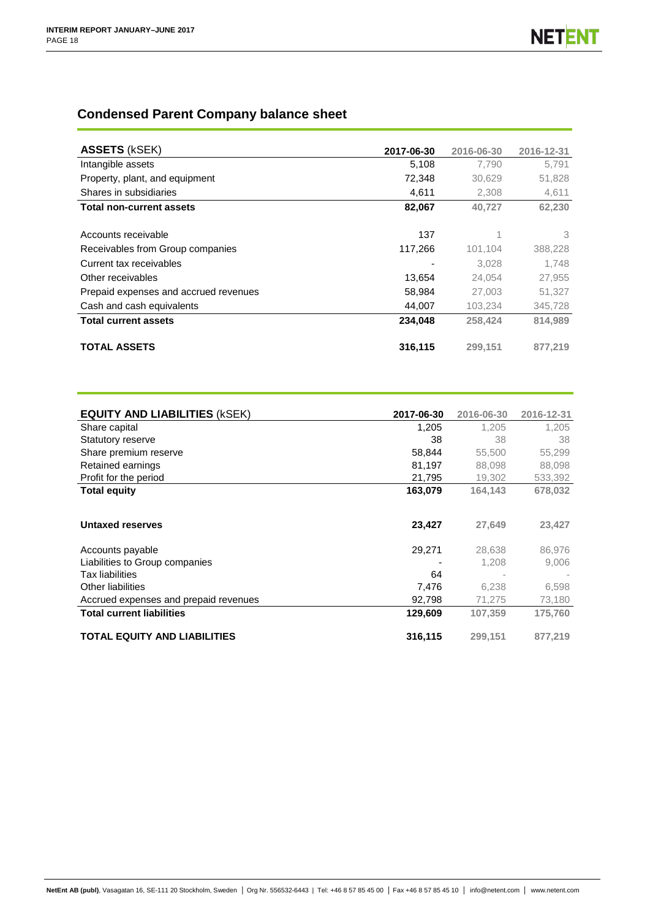## Condensed Parent Company balance sheet

| ASSETS (kSEK) | 2017-06-30 | 2016-06-30 | 2016-12-31 |
|---|---|---|---|
| Intangible assets | 5,108 | 7,790 | 5,791 |
| Property, plant, and equipment | 72,348 | 30,629 | 51,828 |
| Shares in subsidiaries | 4,611 | 2,308 | 4,611 |
| **Total non-current assets** | **82,067** | **40,727** | **62,230** |
| | | | |
| Accounts receivable | 137 | 1 | 3 |
| Receivables from Group companies | 117,266 | 101,104 | 388,228 |
| Current tax receivables | - | 3,028 | 1,748 |
| Other receivables | 13,654 | 24,054 | 27,955 |
| Prepaid expenses and accrued revenues | 58,984 | 27,003 | 51,327 |
| Cash and cash equivalents | 44,007 | 103,234 | 345,728 |
| **Total current assets** | **234,048** | **258,424** | **814,989** |
| | | | |
| **TOTAL ASSETS** | **316,115** | **299,151** | **877,219** |

| EQUITY AND LIABILITIES (kSEK) | 2017-06-30 | 2016-06-30 | 2016-12-31 |
|---|---|---|---|
| Share capital | 1,205 | 1,205 | 1,205 |
| Statutory reserve | 38 | 38 | 38 |
| Share premium reserve | 58,844 | 55,500 | 55,299 |
| Retained earnings | 81,197 | 88,098 | 88,098 |
| Profit for the period | 21,795 | 19,302 | 533,392 |
| **Total equity** | **163,079** | **164,143** | **678,032** |
| | | | |
| **Untaxed reserves** | **23,427** | **27,649** | **23,427** |
| | | | |
| Accounts payable | 29,271 | 28,638 | 86,976 |
| Liabilities to Group companies | - | 1,208 | 9,006 |
| Tax liabilities | 64 | - | - |
| Other liabilities | 7,476 | 6,238 | 6,598 |
| Accrued expenses and prepaid revenues | 92,798 | 71,275 | 73,180 |
| **Total current liabilities** | **129,609** | **107,359** | **175,760** |
| | | | |
| **TOTAL EQUITY AND LIABILITIES** | **316,115** | **299,151** | **877,219** |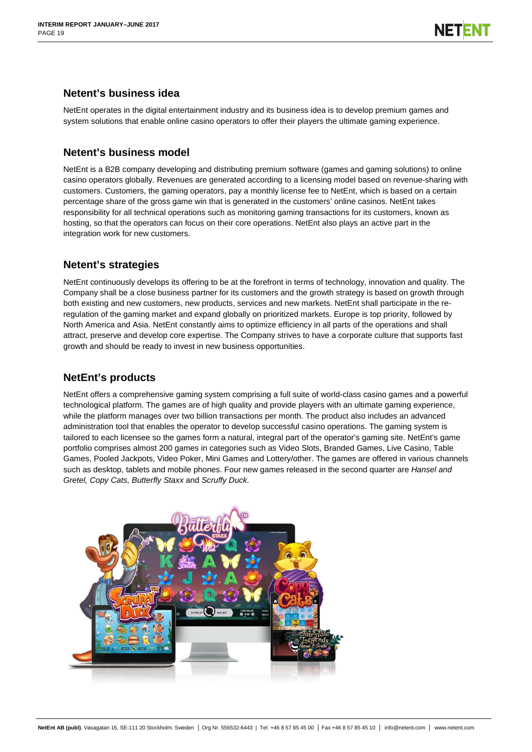## Netent's business idea

NetEnt operates in the digital entertainment industry and its business idea is to develop premium games and system solutions that enable online casino operators to offer their players the ultimate gaming experience.

## Netent's business model

NetEnt is a B2B company developing and distributing premium software (games and gaming solutions) to online casino operators globally. Revenues are generated according to a licensing model based on revenue-sharing with customers. Customers, the gaming operators, pay a monthly license fee to NetEnt, which is based on a certain percentage share of the gross game win that is generated in the customers' online casinos. NetEnt takes responsibility for all technical operations such as monitoring gaming transactions for its customers, known as hosting, so that the operators can focus on their core operations. NetEnt also plays an active part in the integration work for new customers.

## Netent's strategies

NetEnt continuously develops its offering to be at the forefront in terms of technology, innovation and quality. The Company shall be a close business partner for its customers and the growth strategy is based on growth through both existing and new customers, new products, services and new markets. NetEnt shall participate in the re-regulation of the gaming market and expand globally on prioritized markets. Europe is top priority, followed by North America and Asia. NetEnt constantly aims to optimize efficiency in all parts of the operations and shall attract, preserve and develop core expertise. The Company strives to have a corporate culture that supports fast growth and should be ready to invest in new business opportunities.

## NetEnt's products

NetEnt offers a comprehensive gaming system comprising a full suite of world-class casino games and a powerful technological platform. The games are of high quality and provide players with an ultimate gaming experience, while the platform manages over two billion transactions per month. The product also includes an advanced administration tool that enables the operator to develop successful casino operations. The gaming system is tailored to each licensee so the games form a natural, integral part of the operator's gaming site. NetEnt's game portfolio comprises almost 200 games in categories such as Video Slots, Branded Games, Live Casino, Table Games, Pooled Jackpots, Video Poker, Mini Games and Lottery/other. The games are offered in various channels such as desktop, tablets and mobile phones. Four new games released in the second quarter are *Hansel and Gretel, Copy Cats, Butterfly Staxx* and *Scruffy Duck.*